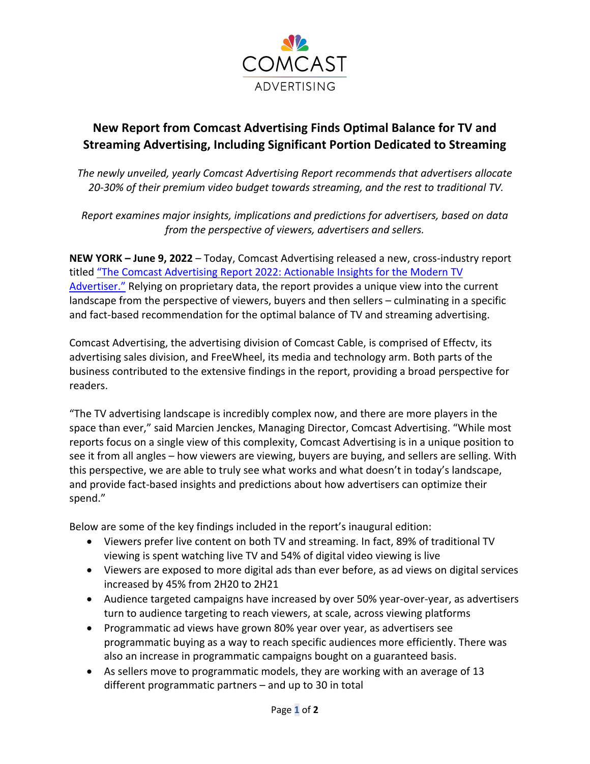COMCAST
ADVERTISING

# New Report from Comcast Advertising Finds Optimal Balance for TV and Streaming Advertising, Including Significant Portion Dedicated to Streaming

*The newly unveiled, yearly Comcast Advertising Report recommends that advertisers allocate 20-30% of their premium video budget towards streaming, and the rest to traditional TV.*

*Report examines major insights, implications and predictions for advertisers, based on data from the perspective of viewers, advertisers and sellers.*

**NEW YORK – June 9, 2022** – Today, Comcast Advertising released a new, cross-industry report titled "The Comcast Advertising Report 2022: Actionable Insights for the Modern TV Advertiser." Relying on proprietary data, the report provides a unique view into the current landscape from the perspective of viewers, buyers and then sellers – culminating in a specific and fact-based recommendation for the optimal balance of TV and streaming advertising.

Comcast Advertising, the advertising division of Comcast Cable, is comprised of Effectv, its advertising sales division, and FreeWheel, its media and technology arm. Both parts of the business contributed to the extensive findings in the report, providing a broad perspective for readers.

"The TV advertising landscape is incredibly complex now, and there are more players in the space than ever," said Marcien Jenckes, Managing Director, Comcast Advertising. "While most reports focus on a single view of this complexity, Comcast Advertising is in a unique position to see it from all angles – how viewers are viewing, buyers are buying, and sellers are selling. With this perspective, we are able to truly see what works and what doesn't in today's landscape, and provide fact-based insights and predictions about how advertisers can optimize their spend."

Below are some of the key findings included in the report's inaugural edition:

- Viewers prefer live content on both TV and streaming. In fact, 89% of traditional TV viewing is spent watching live TV and 54% of digital video viewing is live
- Viewers are exposed to more digital ads than ever before, as ad views on digital services increased by 45% from 2H20 to 2H21
- Audience targeted campaigns have increased by over 50% year-over-year, as advertisers turn to audience targeting to reach viewers, at scale, across viewing platforms
- Programmatic ad views have grown 80% year over year, as advertisers see programmatic buying as a way to reach specific audiences more efficiently. There was also an increase in programmatic campaigns bought on a guaranteed basis.
- As sellers move to programmatic models, they are working with an average of 13 different programmatic partners – and up to 30 in total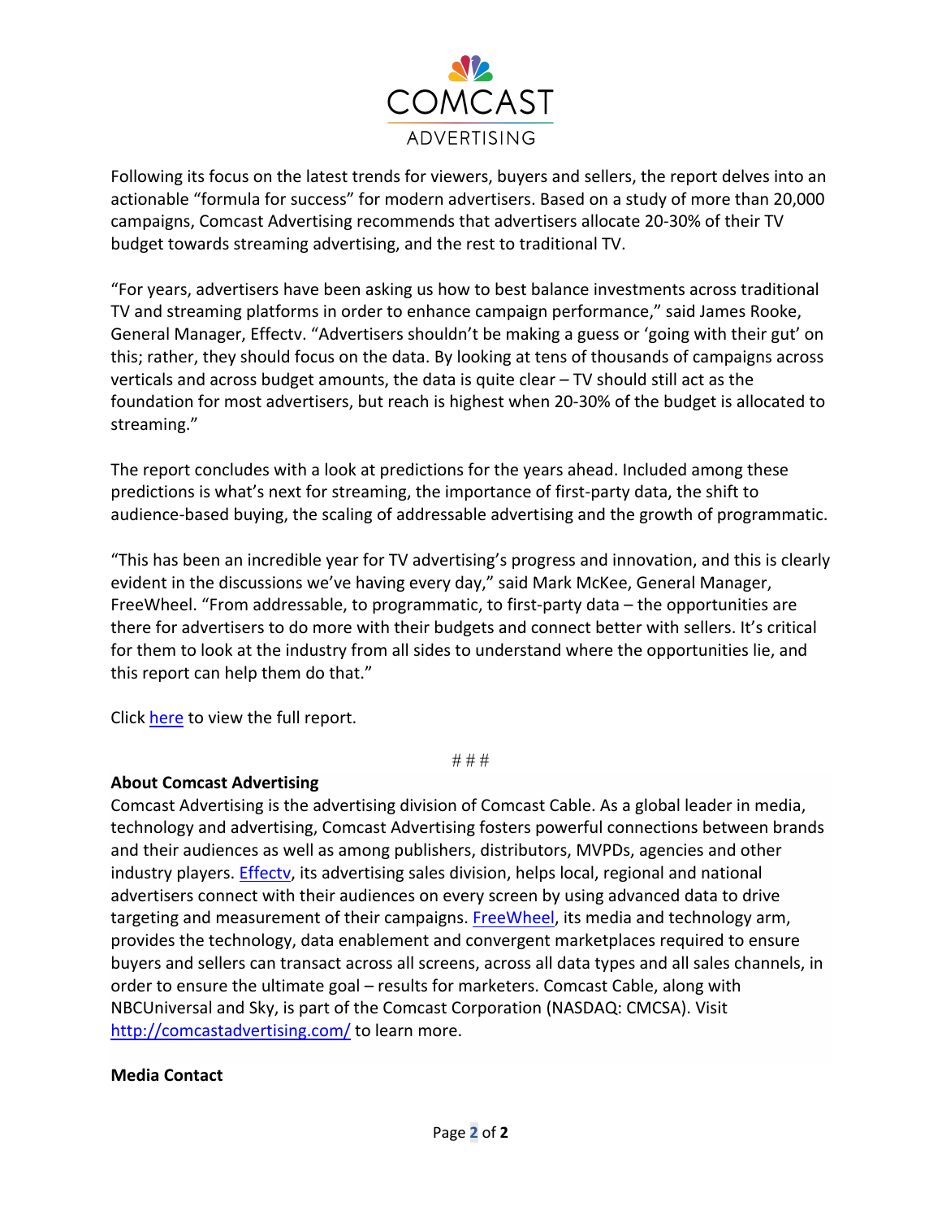Following its focus on the latest trends for viewers, buyers and sellers, the report delves into an actionable "formula for success" for modern advertisers. Based on a study of more than 20,000 campaigns, Comcast Advertising recommends that advertisers allocate 20-30% of their TV budget towards streaming advertising, and the rest to traditional TV.

"For years, advertisers have been asking us how to best balance investments across traditional TV and streaming platforms in order to enhance campaign performance," said James Rooke, General Manager, Effectv. "Advertisers shouldn't be making a guess or 'going with their gut' on this; rather, they should focus on the data. By looking at tens of thousands of campaigns across verticals and across budget amounts, the data is quite clear – TV should still act as the foundation for most advertisers, but reach is highest when 20-30% of the budget is allocated to streaming."

The report concludes with a look at predictions for the years ahead. Included among these predictions is what's next for streaming, the importance of first-party data, the shift to audience-based buying, the scaling of addressable advertising and the growth of programmatic.

"This has been an incredible year for TV advertising's progress and innovation, and this is clearly evident in the discussions we've having every day," said Mark McKee, General Manager, FreeWheel. "From addressable, to programmatic, to first-party data – the opportunities are there for advertisers to do more with their budgets and connect better with sellers. It's critical for them to look at the industry from all sides to understand where the opportunities lie, and this report can help them do that."

Click here to view the full report.

# # #

**About Comcast Advertising**

Comcast Advertising is the advertising division of Comcast Cable. As a global leader in media, technology and advertising, Comcast Advertising fosters powerful connections between brands and their audiences as well as among publishers, distributors, MVPDs, agencies and other industry players. Effectv, its advertising sales division, helps local, regional and national advertisers connect with their audiences on every screen by using advanced data to drive targeting and measurement of their campaigns. FreeWheel, its media and technology arm, provides the technology, data enablement and convergent marketplaces required to ensure buyers and sellers can transact across all screens, across all data types and all sales channels, in order to ensure the ultimate goal – results for marketers. Comcast Cable, along with NBCUniversal and Sky, is part of the Comcast Corporation (NASDAQ: CMCSA). Visit http://comcastadvertising.com/ to learn more.

**Media Contact**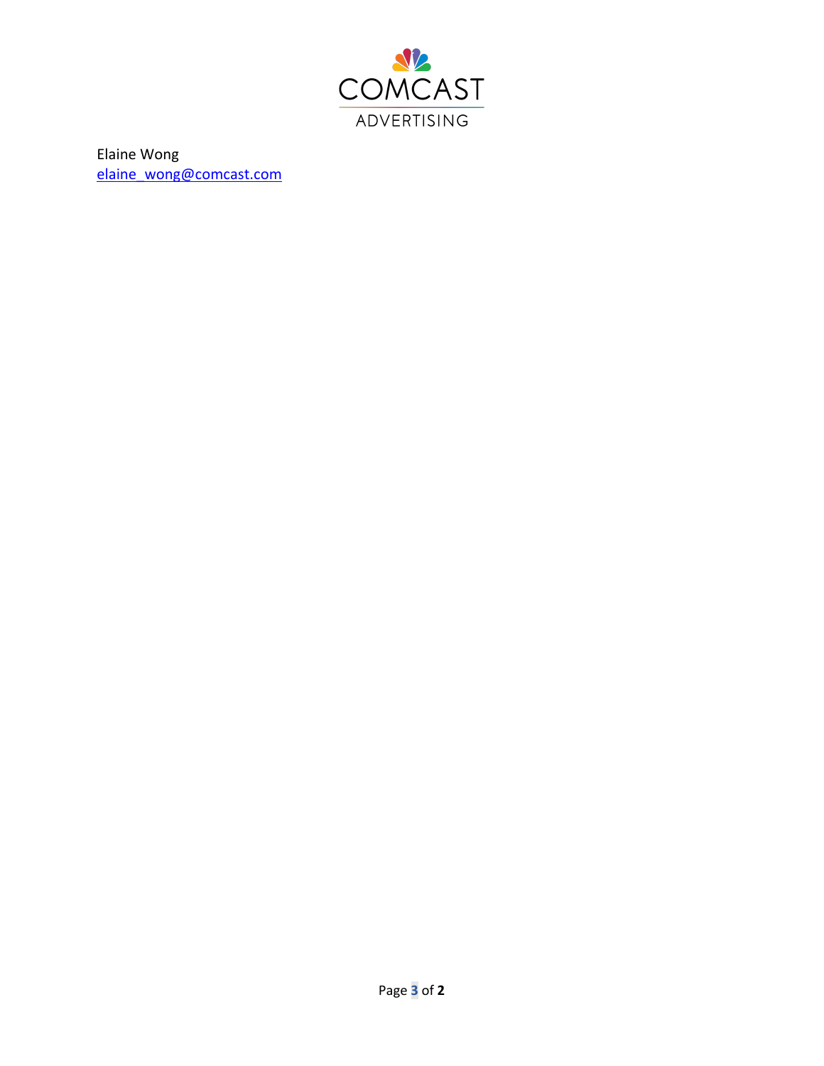COMCAST
ADVERTISING

Elaine Wong
elaine_wong@comcast.com